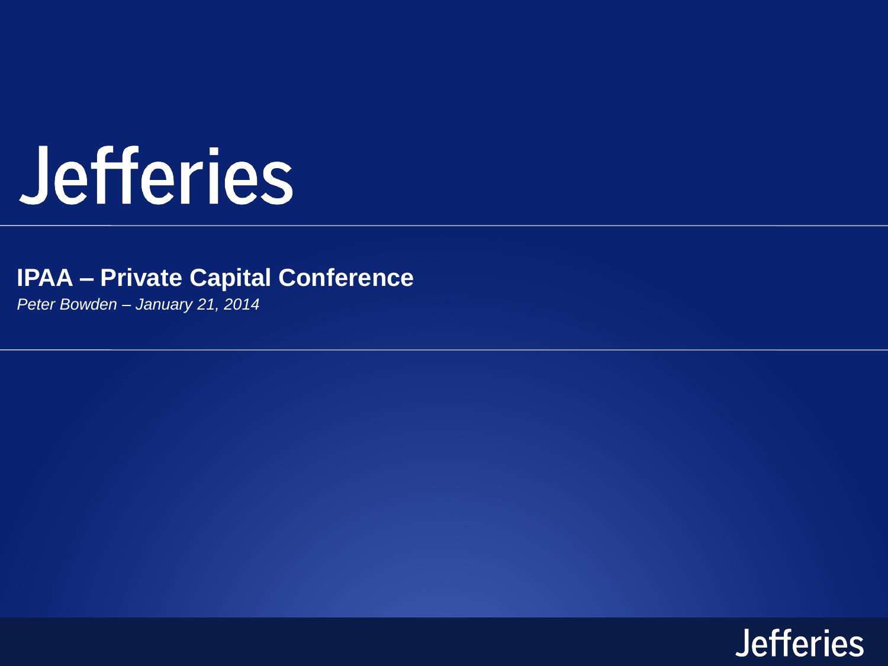# Jefferies

## IPAA – Private Capital Conference

*Peter Bowden – January 21, 2014*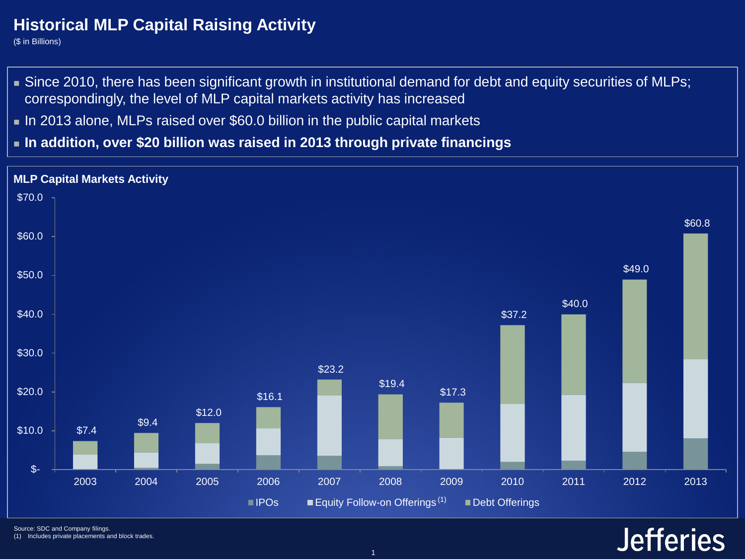# Historical MLP Capital Raising Activity

($ in Billions)

- Since 2010, there has been significant growth in institutional demand for debt and equity securities of MLPs; correspondingly, the level of MLP capital markets activity has increased
- In 2013 alone, MLPs raised over $60.0 billion in the public capital markets
- **In addition, over $20 billion was raised in 2013 through private financings**

## MLP Capital Markets Activity

| Year | Total |
|---|---|
| 2003 | $7.4 |
| 2004 | $9.4 |
| 2005 | $12.0 |
| 2006 | $16.1 |
| 2007 | $23.2 |
| 2008 | $19.4 |
| 2009 | $17.3 |
| 2010 | $37.2 |
| 2011 | $40.0 |
| 2012 | $49.0 |
| 2013 | $60.8 |

Legend: IPOs; Equity Follow-on Offerings [1]; Debt Offerings

Source: SDC and Company filings.

(1) Includes private placements and block trades.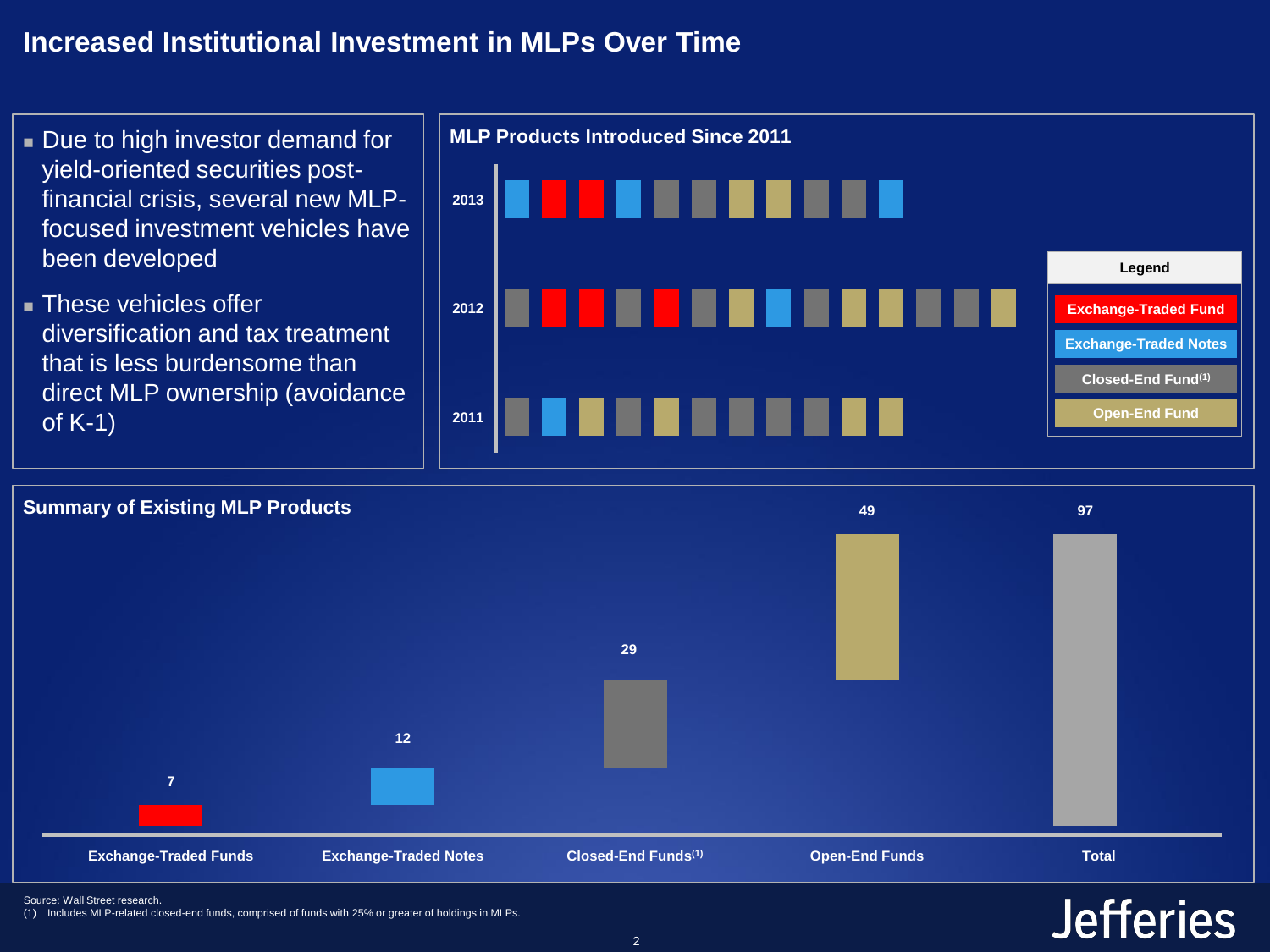# Increased Institutional Investment in MLPs Over Time

- Due to high investor demand for yield-oriented securities post-financial crisis, several new MLP-focused investment vehicles have been developed
- These vehicles offer diversification and tax treatment that is less burdensome than direct MLP ownership (avoidance of K-1)

## MLP Products Introduced Since 2011

| Year | Exchange-Traded Fund | Exchange-Traded Notes | Closed-End Fund(1) | Open-End Fund | Total |
|---|---|---|---|---|---|
| 2013 | 2 | 3 | 4 | 2 | 11 |
| 2012 | 3 | 1 | 6 | 4 | 14 |
| 2011 | 0 | 1 | 6 | 4 | 11 |

## Summary of Existing MLP Products

| Exchange-Traded Funds | Exchange-Traded Notes | Closed-End Funds(1) | Open-End Funds | Total |
|---|---|---|---|---|
| 7 | 12 | 29 | 49 | 97 |

Source: Wall Street research.

(1) Includes MLP-related closed-end funds, comprised of funds with 25% or greater of holdings in MLPs.

Jefferies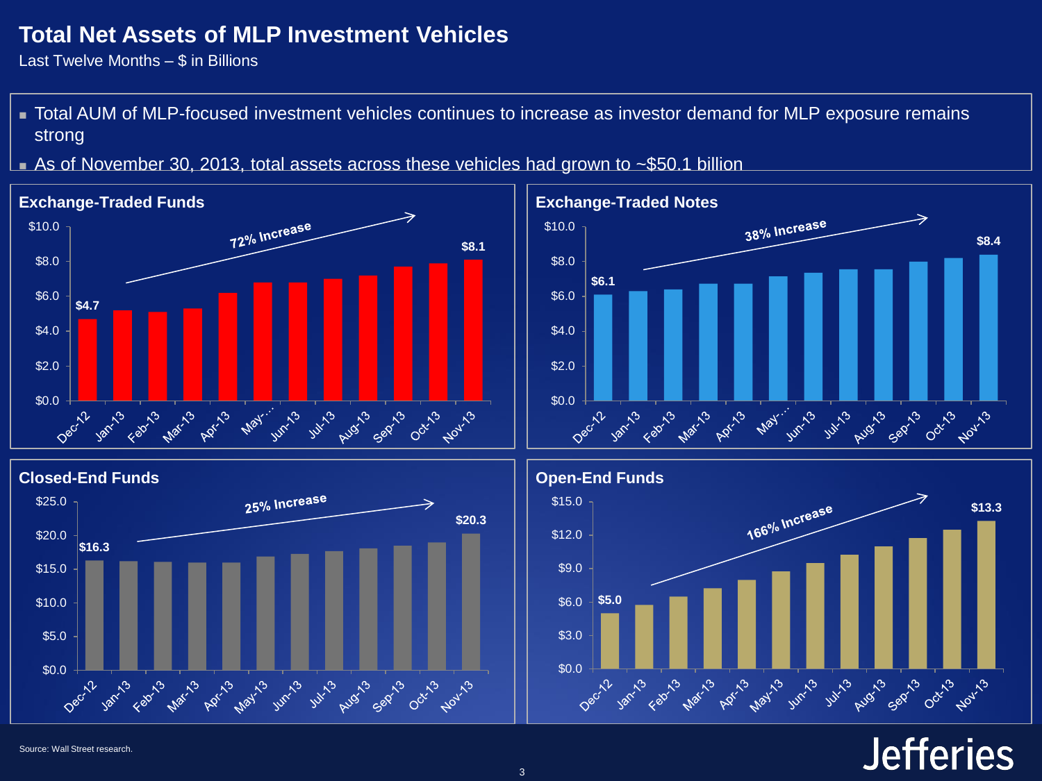# Total Net Assets of MLP Investment Vehicles

Last Twelve Months – $ in Billions

- Total AUM of MLP-focused investment vehicles continues to increase as investor demand for MLP exposure remains strong
- As of November 30, 2013, total assets across these vehicles had grown to ~$50.1 billion

## Exchange-Traded Funds

72% Increase

$4.7 (Dec-12) → $8.1 (Nov-13)

## Exchange-Traded Notes

38% Increase

$6.1 (Dec-12) → $8.4 (Nov-13)

## Closed-End Funds

25% Increase

$16.3 (Dec-12) → $20.3 (Nov-13)

## Open-End Funds

166% Increase

$5.0 (Dec-12) → $13.3 (Nov-13)

Source: Wall Street research.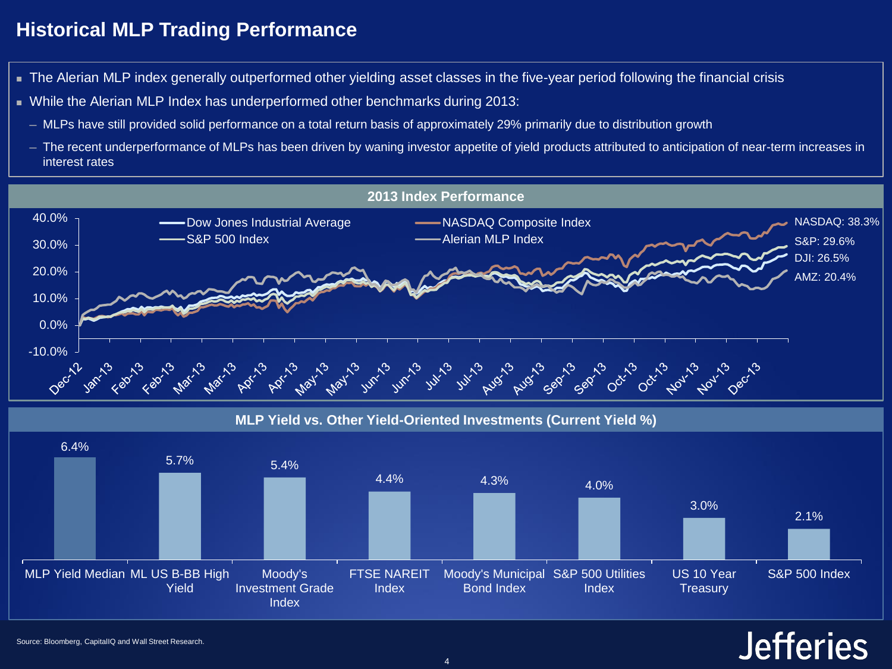# Historical MLP Trading Performance

- The Alerian MLP index generally outperformed other yielding asset classes in the five-year period following the financial crisis
- While the Alerian MLP Index has underperformed other benchmarks during 2013:
  - MLPs have still provided solid performance on a total return basis of approximately 29% primarily due to distribution growth
  - The recent underperformance of MLPs has been driven by waning investor appetite of yield products attributed to anticipation of near-term increases in interest rates

## 2013 Index Performance

Legend: Dow Jones Industrial Average; NASDAQ Composite Index; S&P 500 Index; Alerian MLP Index

End-of-period values: NASDAQ: 38.3%; S&P: 29.6%; DJI: 26.5%; AMZ: 20.4%

## MLP Yield vs. Other Yield-Oriented Investments (Current Yield %)

| Investment | Current Yield |
| --- | --- |
| MLP Yield Median | 6.4% |
| ML US B-BB High Yield | 5.7% |
| Moody's Investment Grade Index | 5.4% |
| FTSE NAREIT Index | 4.4% |
| Moody's Municipal Bond Index | 4.3% |
| S&P 500 Utilities Index | 4.0% |
| US 10 Year Treasury | 3.0% |
| S&P 500 Index | 2.1% |

Source: Bloomberg, CapitalIQ and Wall Street Research.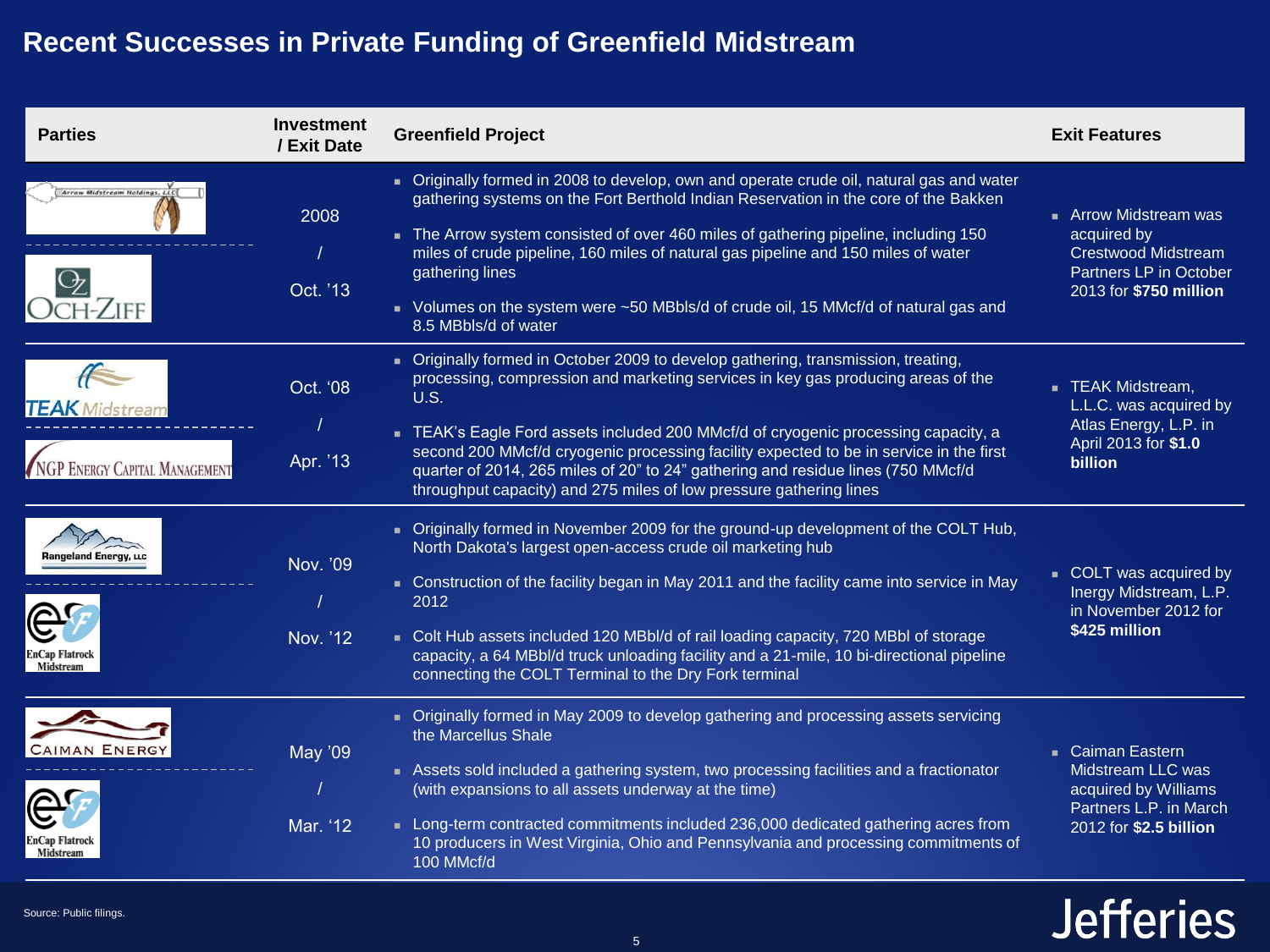# Recent Successes in Private Funding of Greenfield Midstream

| Parties | Investment / Exit Date | Greenfield Project | Exit Features |
|---|---|---|---|
| Arrow Midstream Holdings, LLC / Och-Ziff | 2008 / Oct. '13 | ▪ Originally formed in 2008 to develop, own and operate crude oil, natural gas and water gathering systems on the Fort Berthold Indian Reservation in the core of the Bakken<br>▪ The Arrow system consisted of over 460 miles of gathering pipeline, including 150 miles of crude pipeline, 160 miles of natural gas pipeline and 150 miles of water gathering lines<br>▪ Volumes on the system were ~50 MBbls/d of crude oil, 15 MMcf/d of natural gas and 8.5 MBbls/d of water | ▪ Arrow Midstream was acquired by Crestwood Midstream Partners LP in October 2013 for **$750 million** |
| TEAK Midstream / NGP Energy Capital Management | Oct. '08 / Apr. '13 | ▪ Originally formed in October 2009 to develop gathering, transmission, treating, processing, compression and marketing services in key gas producing areas of the U.S.<br>▪ TEAK's Eagle Ford assets included 200 MMcf/d of cryogenic processing capacity, a second 200 MMcf/d cryogenic processing facility expected to be in service in the first quarter of 2014, 265 miles of 20" to 24" gathering and residue lines (750 MMcf/d throughput capacity) and 275 miles of low pressure gathering lines | ▪ TEAK Midstream, L.L.C. was acquired by Atlas Energy, L.P. in April 2013 for **$1.0 billion** |
| Rangeland Energy, LLC / EnCap Flatrock Midstream | Nov. '09 / Nov. '12 | ▪ Originally formed in November 2009 for the ground-up development of the COLT Hub, North Dakota's largest open-access crude oil marketing hub<br>▪ Construction of the facility began in May 2011 and the facility came into service in May 2012<br>▪ Colt Hub assets included 120 MBbl/d of rail loading capacity, 720 MBbl of storage capacity, a 64 MBbl/d truck unloading facility and a 21-mile, 10 bi-directional pipeline connecting the COLT Terminal to the Dry Fork terminal | ▪ COLT was acquired by Inergy Midstream, L.P. in November 2012 for **$425 million** |
| Caiman Energy / EnCap Flatrock Midstream | May '09 / Mar. '12 | ▪ Originally formed in May 2009 to develop gathering and processing assets servicing the Marcellus Shale<br>▪ Assets sold included a gathering system, two processing facilities and a fractionator (with expansions to all assets underway at the time)<br>▪ Long-term contracted commitments included 236,000 dedicated gathering acres from 10 producers in West Virginia, Ohio and Pennsylvania and processing commitments of 100 MMcf/d | ▪ Caiman Eastern Midstream LLC was acquired by Williams Partners L.P. in March 2012 for **$2.5 billion** |

Source: Public filings.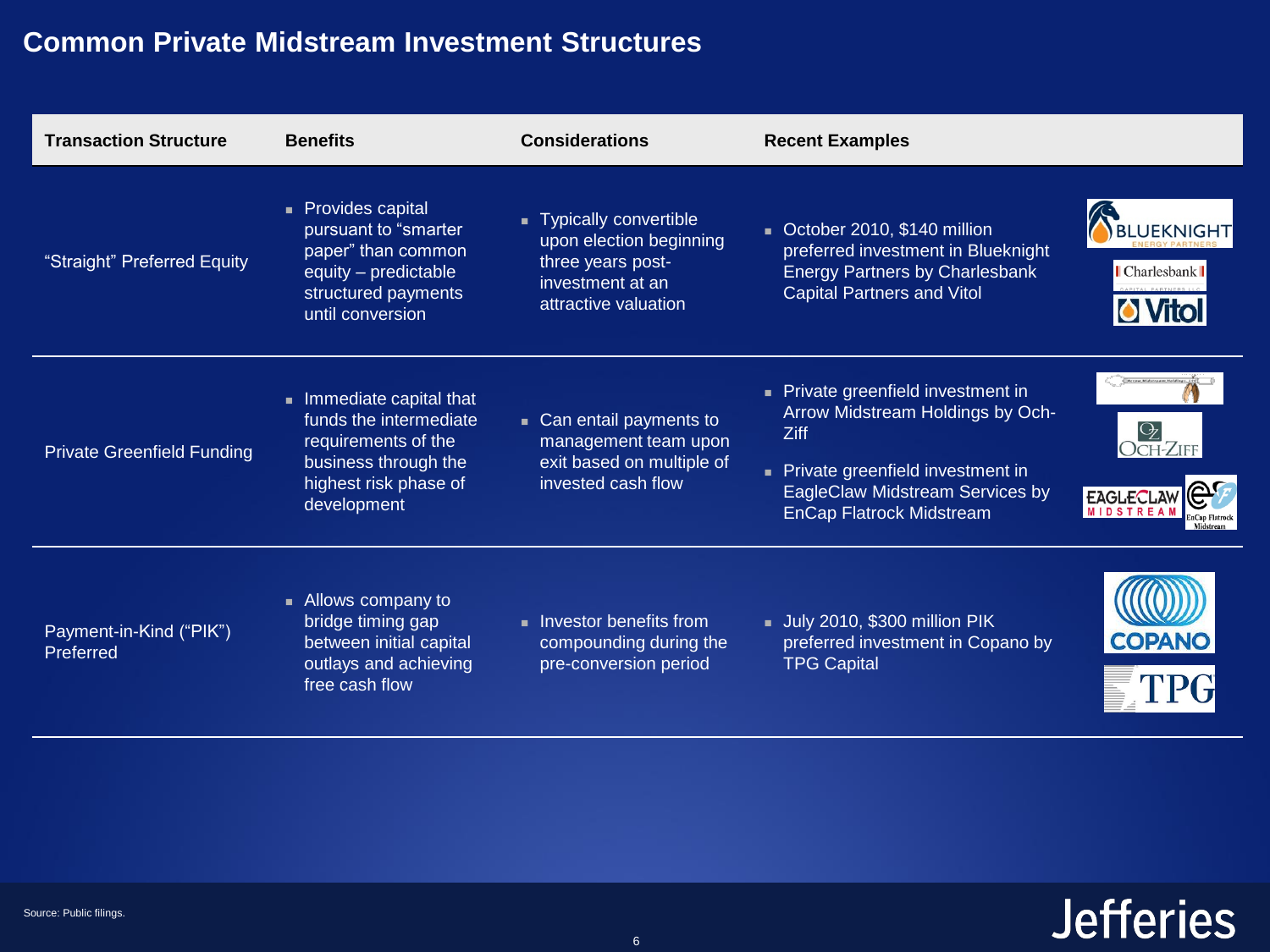# Common Private Midstream Investment Structures

| Transaction Structure | Benefits | Considerations | Recent Examples |
| --- | --- | --- | --- |
| "Straight" Preferred Equity | ▪ Provides capital pursuant to "smarter paper" than common equity – predictable structured payments until conversion | ▪ Typically convertible upon election beginning three years post-investment at an attractive valuation | ▪ October 2010, $140 million preferred investment in Blueknight Energy Partners by Charlesbank Capital Partners and Vitol |
| Private Greenfield Funding | ▪ Immediate capital that funds the intermediate requirements of the business through the highest risk phase of development | ▪ Can entail payments to management team upon exit based on multiple of invested cash flow | ▪ Private greenfield investment in Arrow Midstream Holdings by Och-Ziff<br>▪ Private greenfield investment in EagleClaw Midstream Services by EnCap Flatrock Midstream |
| Payment-in-Kind ("PIK") Preferred | ▪ Allows company to bridge timing gap between initial capital outlays and achieving free cash flow | ▪ Investor benefits from compounding during the pre-conversion period | ▪ July 2010, $300 million PIK preferred investment in Copano by TPG Capital |

Source: Public filings.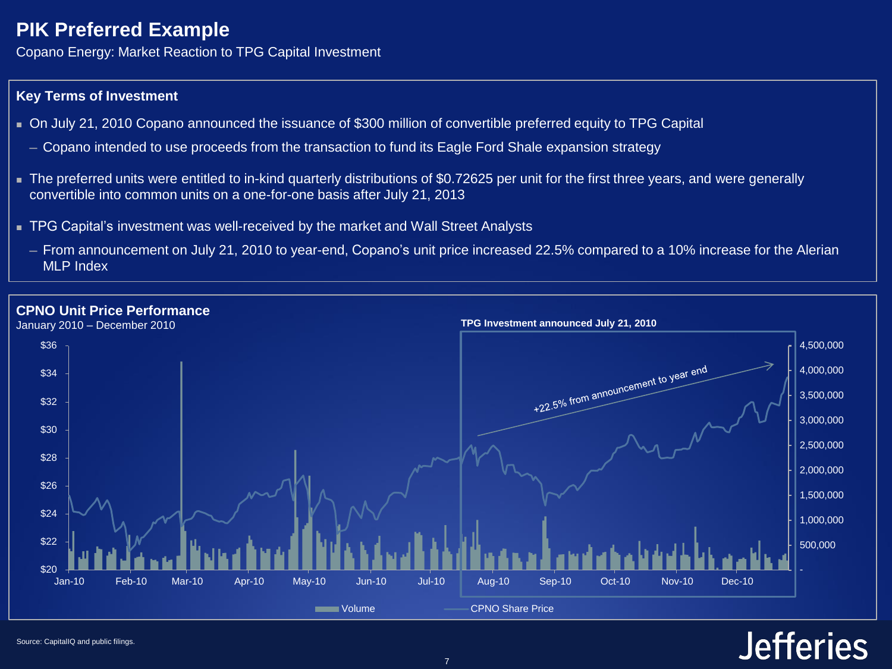# PIK Preferred Example

Copano Energy: Market Reaction to TPG Capital Investment

### Key Terms of Investment

- On July 21, 2010 Copano announced the issuance of $300 million of convertible preferred equity to TPG Capital
  - Copano intended to use proceeds from the transaction to fund its Eagle Ford Shale expansion strategy
- The preferred units were entitled to in-kind quarterly distributions of $0.72625 per unit for the first three years, and were generally convertible into common units on a one-for-one basis after July 21, 2013
- TPG Capital's investment was well-received by the market and Wall Street Analysts
  - From announcement on July 21, 2010 to year-end, Copano's unit price increased 22.5% compared to a 10% increase for the Alerian MLP Index

### CPNO Unit Price Performance

January 2010 – December 2010

TPG Investment announced July 21, 2010

+22.5% from announcement to year end

Volume — CPNO Share Price

Source: CapitalIQ and public filings.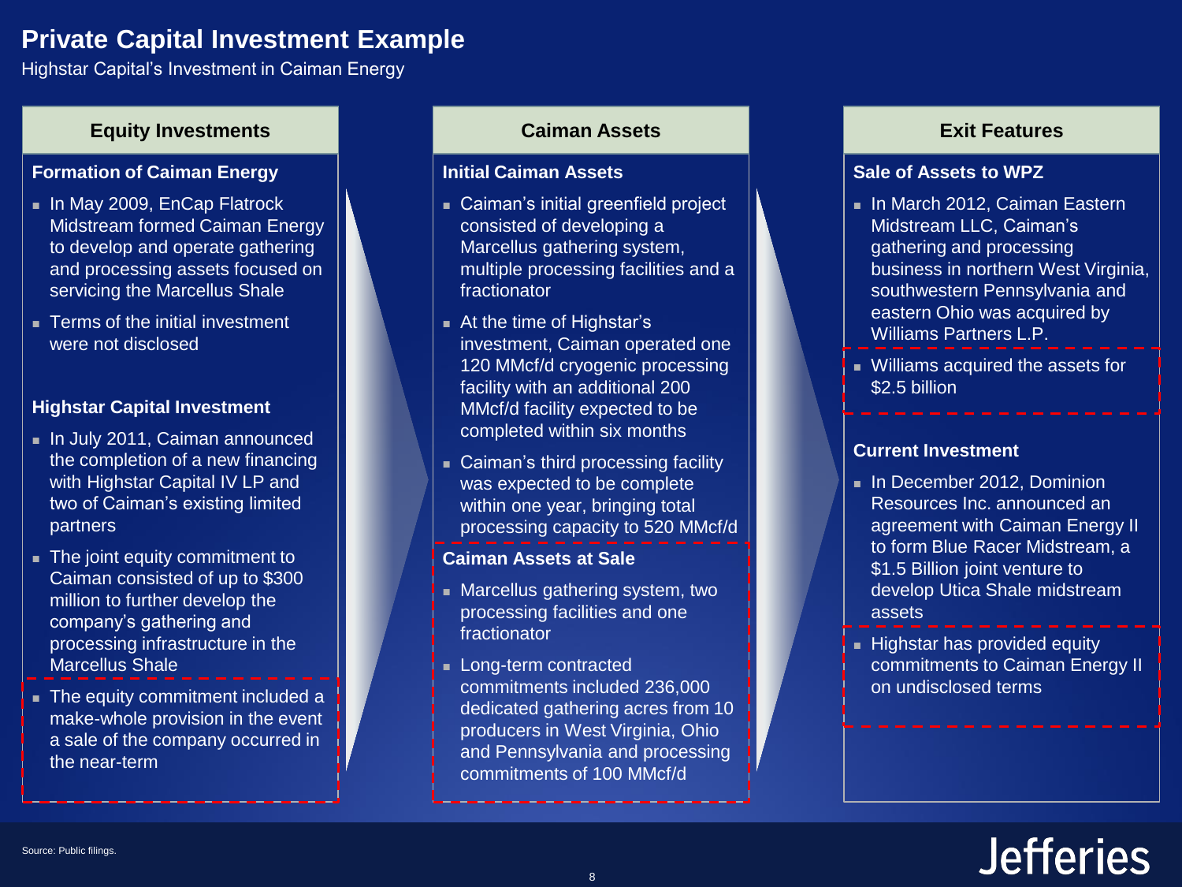# Private Capital Investment Example

Highstar Capital's Investment in Caiman Energy

## Equity Investments

### Formation of Caiman Energy

- In May 2009, EnCap Flatrock Midstream formed Caiman Energy to develop and operate gathering and processing assets focused on servicing the Marcellus Shale
- Terms of the initial investment were not disclosed

### Highstar Capital Investment

- In July 2011, Caiman announced the completion of a new financing with Highstar Capital IV LP and two of Caiman's existing limited partners
- The joint equity commitment to Caiman consisted of up to $300 million to further develop the company's gathering and processing infrastructure in the Marcellus Shale
- The equity commitment included a make-whole provision in the event a sale of the company occurred in the near-term

## Caiman Assets

### Initial Caiman Assets

- Caiman's initial greenfield project consisted of developing a Marcellus gathering system, multiple processing facilities and a fractionator
- At the time of Highstar's investment, Caiman operated one 120 MMcf/d cryogenic processing facility with an additional 200 MMcf/d facility expected to be completed within six months
- Caiman's third processing facility was expected to be complete within one year, bringing total processing capacity to 520 MMcf/d

### Caiman Assets at Sale

- Marcellus gathering system, two processing facilities and one fractionator
- Long-term contracted commitments included 236,000 dedicated gathering acres from 10 producers in West Virginia, Ohio and Pennsylvania and processing commitments of 100 MMcf/d

## Exit Features

### Sale of Assets to WPZ

- In March 2012, Caiman Eastern Midstream LLC, Caiman's gathering and processing business in northern West Virginia, southwestern Pennsylvania and eastern Ohio was acquired by Williams Partners L.P.
- Williams acquired the assets for $2.5 billion

### Current Investment

- In December 2012, Dominion Resources Inc. announced an agreement with Caiman Energy II to form Blue Racer Midstream, a $1.5 Billion joint venture to develop Utica Shale midstream assets
- Highstar has provided equity commitments to Caiman Energy II on undisclosed terms

Source: Public filings.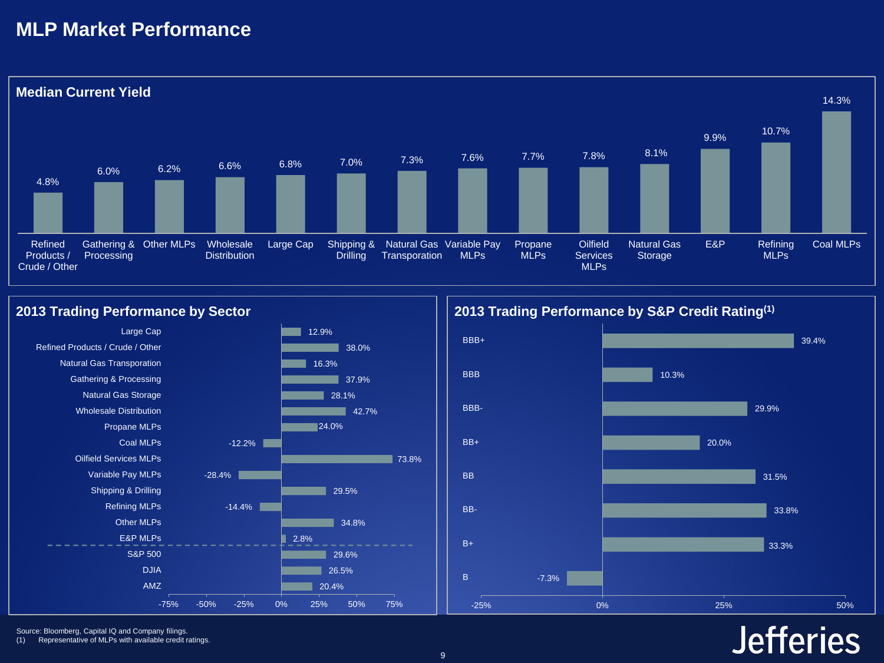# MLP Market Performance

## Median Current Yield

| Sector | Median Current Yield |
| --- | --- |
| Refined Products / Crude / Other | 4.8% |
| Gathering & Processing | 6.0% |
| Other MLPs | 6.2% |
| Wholesale Distribution | 6.6% |
| Large Cap | 6.8% |
| Shipping & Drilling | 7.0% |
| Natural Gas Transporation | 7.3% |
| Variable Pay MLPs | 7.6% |
| Propane MLPs | 7.7% |
| Oilfield Services MLPs | 7.8% |
| Natural Gas Storage | 8.1% |
| E&P | 9.9% |
| Refining MLPs | 10.7% |
| Coal MLPs | 14.3% |

## 2013 Trading Performance by Sector

| Sector | 2013 Performance |
| --- | --- |
| Large Cap | 12.9% |
| Refined Products / Crude / Other | 38.0% |
| Natural Gas Transporation | 16.3% |
| Gathering & Processing | 37.9% |
| Natural Gas Storage | 28.1% |
| Wholesale Distribution | 42.7% |
| Propane MLPs | 24.0% |
| Coal MLPs | -12.2% |
| Oilfield Services MLPs | 73.8% |
| Variable Pay MLPs | -28.4% |
| Shipping & Drilling | 29.5% |
| Refining MLPs | -14.4% |
| Other MLPs | 34.8% |
| E&P MLPs | 2.8% |
| S&P 500 | 29.6% |
| DJIA | 26.5% |
| AMZ | 20.4% |

## 2013 Trading Performance by S&P Credit Rating[1]

| Rating | 2013 Performance |
| --- | --- |
| BBB+ | 39.4% |
| BBB | 10.3% |
| BBB- | 29.9% |
| BB+ | 20.0% |
| BB | 31.5% |
| BB- | 33.8% |
| B+ | 33.3% |
| B | -7.3% |

Source: Bloomberg, Capital IQ and Company filings.

(1) Representative of MLPs with available credit ratings.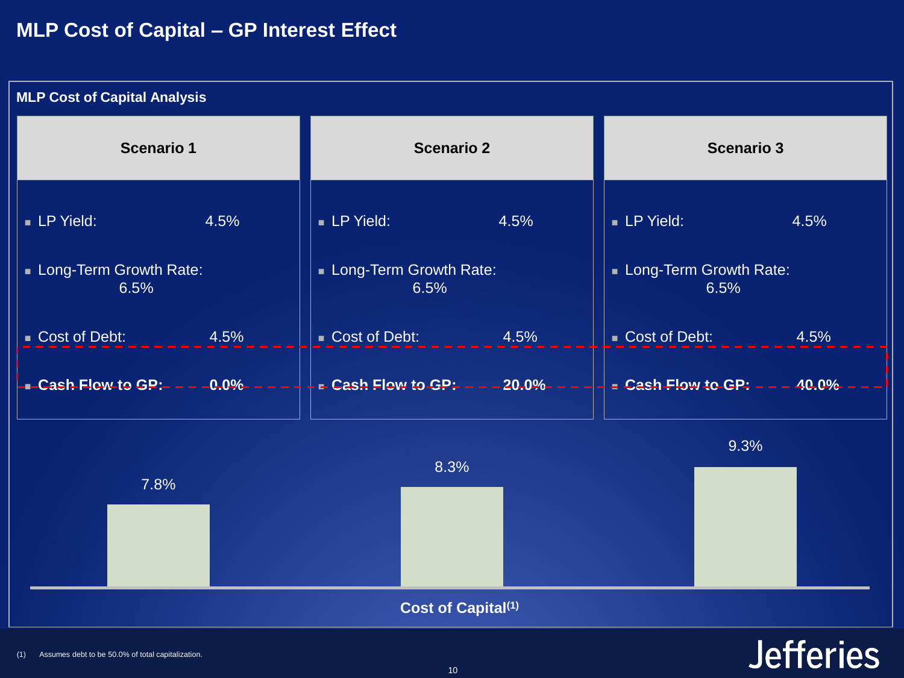# MLP Cost of Capital – GP Interest Effect

## MLP Cost of Capital Analysis

| | Scenario 1 | Scenario 2 | Scenario 3 |
|---|---|---|---|
| LP Yield: | 4.5% | 4.5% | 4.5% |
| Long-Term Growth Rate: | 6.5% | 6.5% | 6.5% |
| Cost of Debt: | 4.5% | 4.5% | 4.5% |
| **Cash Flow to GP:** | **0.0%** | **20.0%** | **40.0%** |

**Cost of Capital[1]**

| Scenario 1 | Scenario 2 | Scenario 3 |
|---|---|---|
| 7.8% | 8.3% | 9.3% |

(1) Assumes debt to be 50.0% of total capitalization.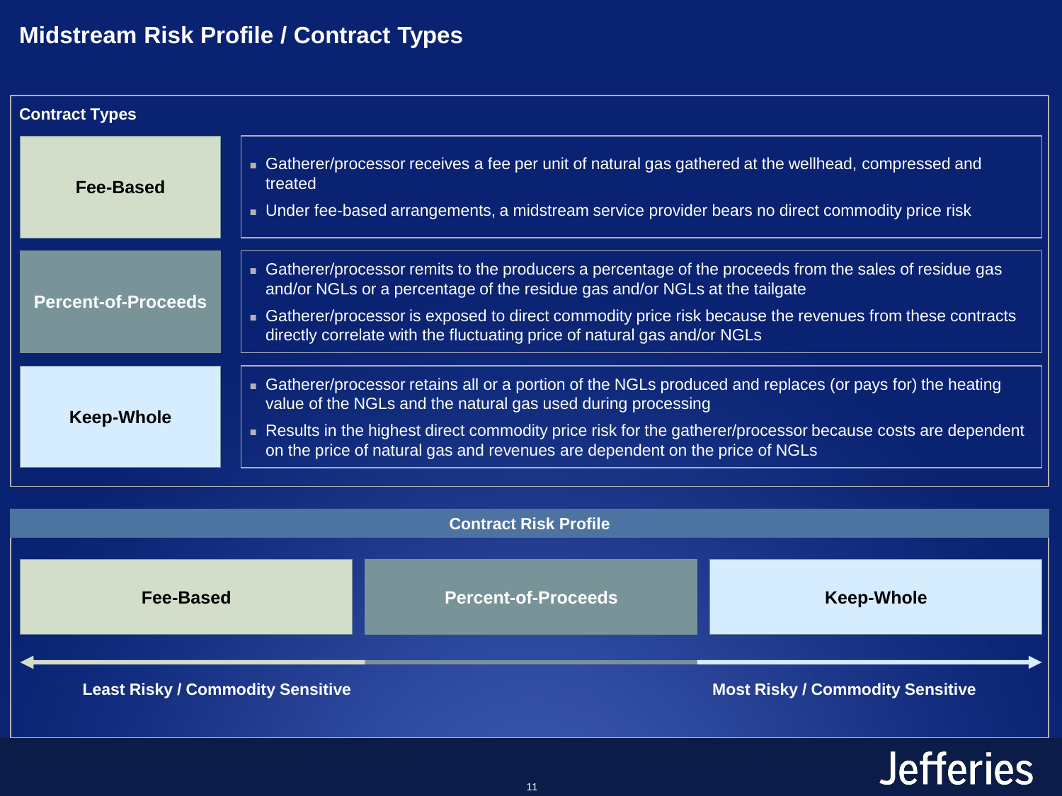# Midstream Risk Profile / Contract Types

## Contract Types

### Fee-Based

- Gatherer/processor receives a fee per unit of natural gas gathered at the wellhead, compressed and treated
- Under fee-based arrangements, a midstream service provider bears no direct commodity price risk

### Percent-of-Proceeds

- Gatherer/processor remits to the producers a percentage of the proceeds from the sales of residue gas and/or NGLs or a percentage of the residue gas and/or NGLs at the tailgate
- Gatherer/processor is exposed to direct commodity price risk because the revenues from these contracts directly correlate with the fluctuating price of natural gas and/or NGLs

### Keep-Whole

- Gatherer/processor retains all or a portion of the NGLs produced and replaces (or pays for) the heating value of the NGLs and the natural gas used during processing
- Results in the highest direct commodity price risk for the gatherer/processor because costs are dependent on the price of natural gas and revenues are dependent on the price of NGLs

## Contract Risk Profile

| Fee-Based | Percent-of-Proceeds | Keep-Whole |
| --- | --- | --- |
| Least Risky / Commodity Sensitive | | Most Risky / Commodity Sensitive |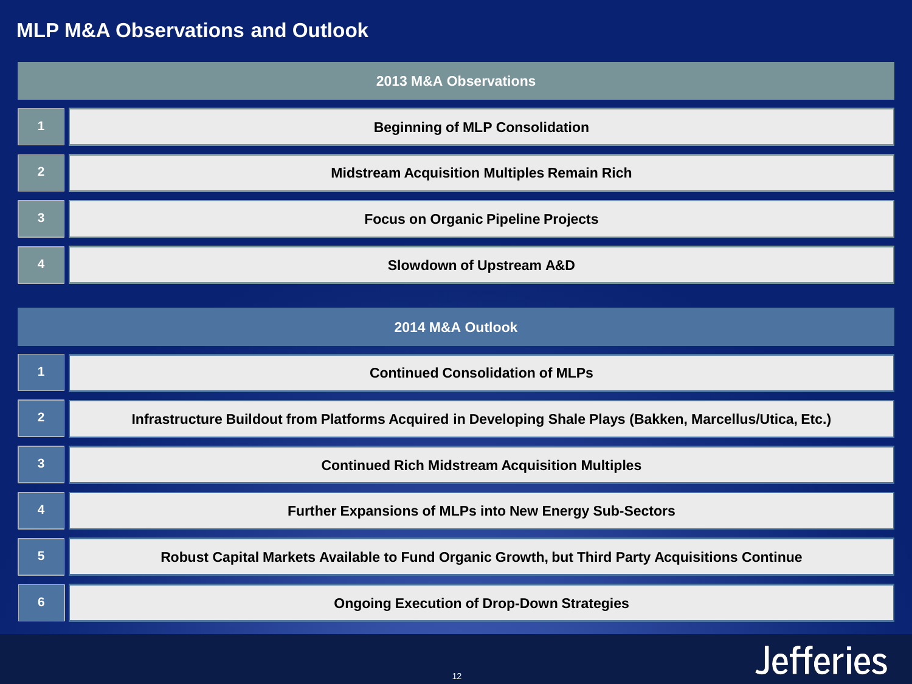# MLP M&A Observations and Outlook

## 2013 M&A Observations

1. Beginning of MLP Consolidation
2. Midstream Acquisition Multiples Remain Rich
3. Focus on Organic Pipeline Projects
4. Slowdown of Upstream A&D

## 2014 M&A Outlook

1. Continued Consolidation of MLPs
2. Infrastructure Buildout from Platforms Acquired in Developing Shale Plays (Bakken, Marcellus/Utica, Etc.)
3. Continued Rich Midstream Acquisition Multiples
4. Further Expansions of MLPs into New Energy Sub-Sectors
5. Robust Capital Markets Available to Fund Organic Growth, but Third Party Acquisitions Continue
6. Ongoing Execution of Drop-Down Strategies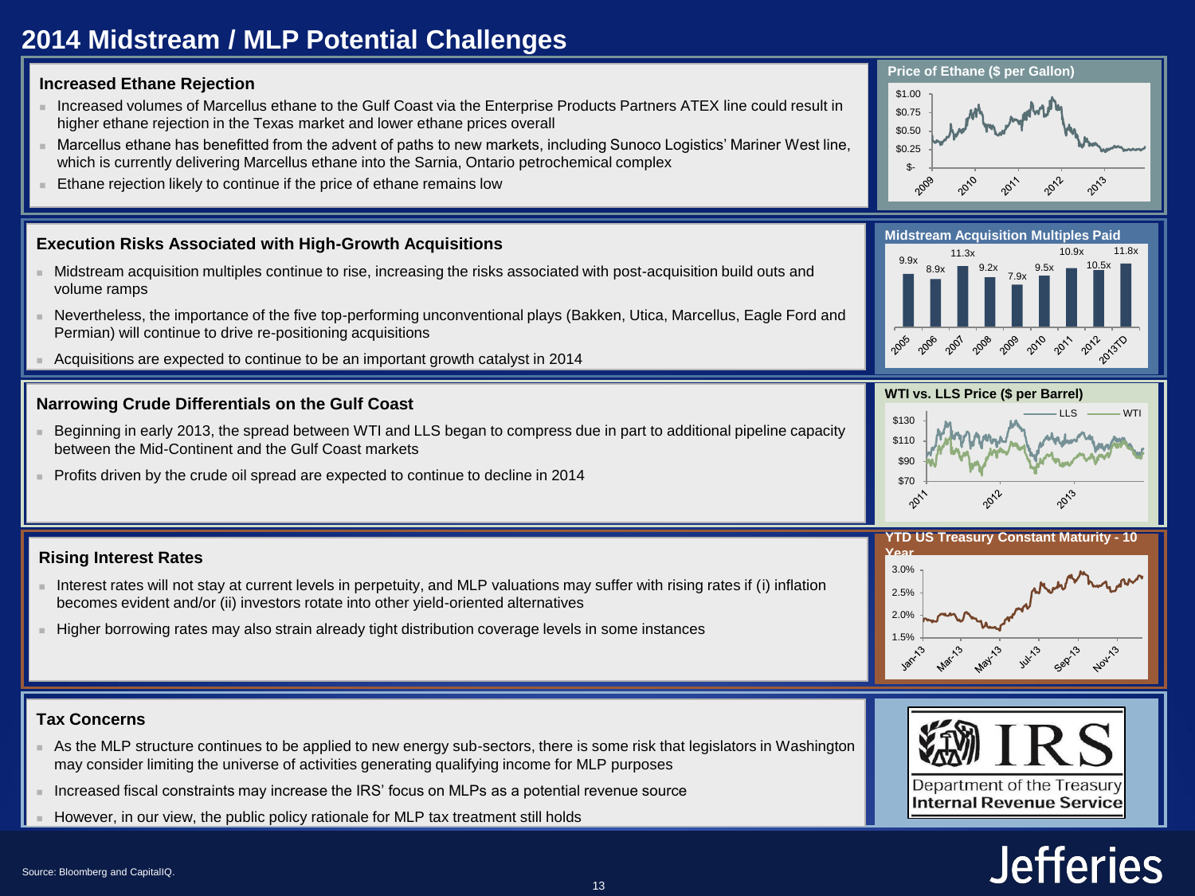# 2014 Midstream / MLP Potential Challenges

### Increased Ethane Rejection

- Increased volumes of Marcellus ethane to the Gulf Coast via the Enterprise Products Partners ATEX line could result in higher ethane rejection in the Texas market and lower ethane prices overall
- Marcellus ethane has benefitted from the advent of paths to new markets, including Sunoco Logistics' Mariner West line, which is currently delivering Marcellus ethane into the Sarnia, Ontario petrochemical complex
- Ethane rejection likely to continue if the price of ethane remains low

**Price of Ethane ($ per Gallon)**

$1.00
$0.75
$0.50
$0.25
$-

2009 2010 2011 2012 2013

### Execution Risks Associated with High-Growth Acquisitions

- Midstream acquisition multiples continue to rise, increasing the risks associated with post-acquisition build outs and volume ramps
- Nevertheless, the importance of the five top-performing unconventional plays (Bakken, Utica, Marcellus, Eagle Ford and Permian) will continue to drive re-positioning acquisitions
- Acquisitions are expected to continue to be an important growth catalyst in 2014

**Midstream Acquisition Multiples Paid**

9.9x 8.9x 11.3x 9.2x 7.9x 9.5x 10.9x 10.5x 11.8x

2005 2006 2007 2008 2009 2010 2011 2012 2013TD

### Narrowing Crude Differentials on the Gulf Coast

- Beginning in early 2013, the spread between WTI and LLS began to compress due in part to additional pipeline capacity between the Mid-Continent and the Gulf Coast markets
- Profits driven by the crude oil spread are expected to continue to decline in 2014

**WTI vs. LLS Price ($ per Barrel)**

LLS
WTI

$130
$110
$90
$70

2011 2012 2013

### Rising Interest Rates

- Interest rates will not stay at current levels in perpetuity, and MLP valuations may suffer with rising rates if (i) inflation becomes evident and/or (ii) investors rotate into other yield-oriented alternatives
- Higher borrowing rates may also strain already tight distribution coverage levels in some instances

**YTD US Treasury Constant Maturity - 10 Year**

3.0%
2.5%
2.0%
1.5%

Jan-13 Mar-13 May-13 Jul-13 Sep-13 Nov-13

### Tax Concerns

- As the MLP structure continues to be applied to new energy sub-sectors, there is some risk that legislators in Washington may consider limiting the universe of activities generating qualifying income for MLP purposes
- Increased fiscal constraints may increase the IRS' focus on MLPs as a potential revenue source
- However, in our view, the public policy rationale for MLP tax treatment still holds

IRS
Department of the Treasury
Internal Revenue Service

Source: Bloomberg and CapitalIQ.